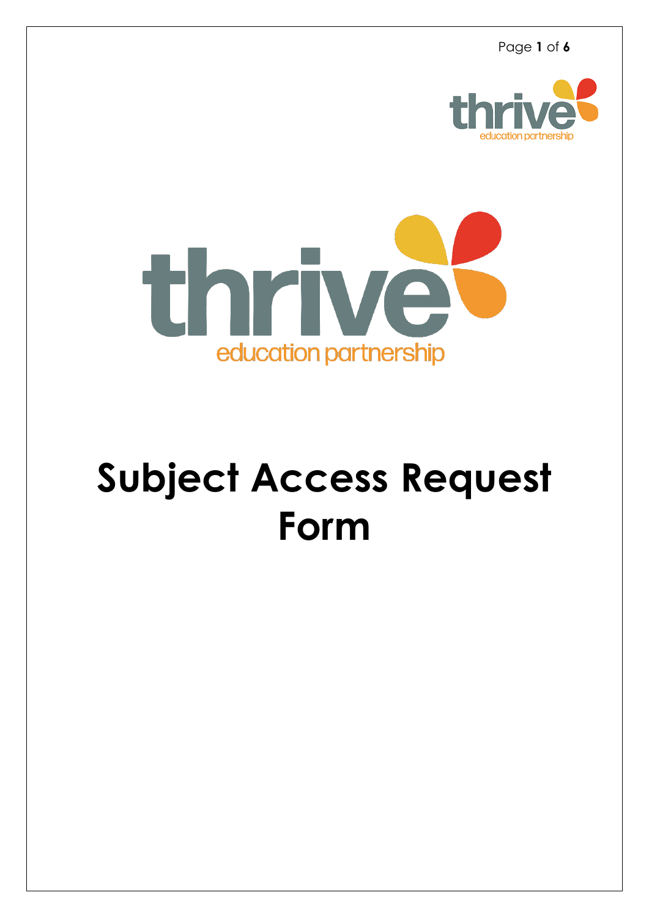# Subject Access Request Form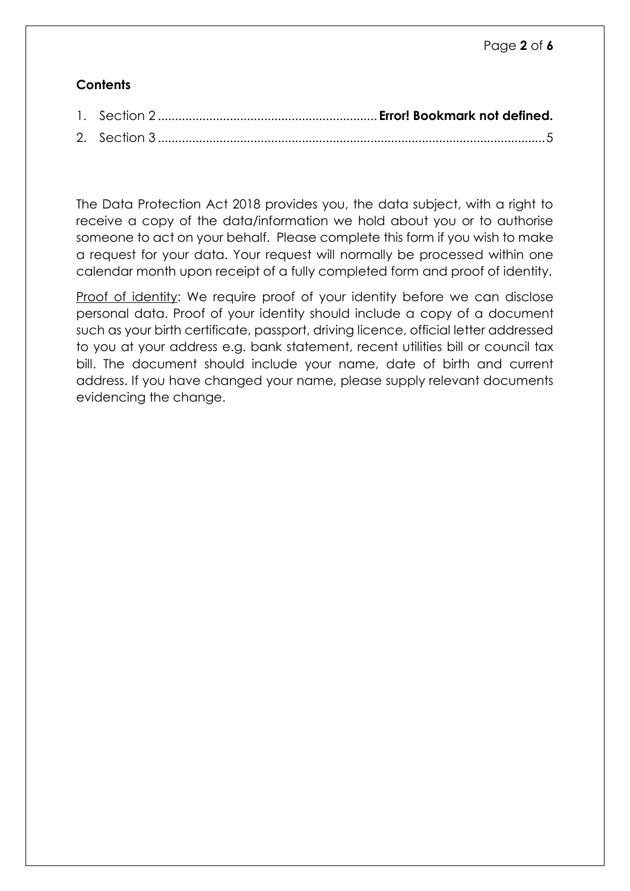**Contents**

1. Section 2 ............................................................... **Error! Bookmark not defined.**
2. Section 3 .............................................................................................................5

The Data Protection Act 2018 provides you, the data subject, with a right to receive a copy of the data/information we hold about you or to authorise someone to act on your behalf. Please complete this form if you wish to make a request for your data. Your request will normally be processed within one calendar month upon receipt of a fully completed form and proof of identity.

Proof of identity: We require proof of your identity before we can disclose personal data. Proof of your identity should include a copy of a document such as your birth certificate, passport, driving licence, official letter addressed to you at your address e.g. bank statement, recent utilities bill or council tax bill. The document should include your name, date of birth and current address. If you have changed your name, please supply relevant documents evidencing the change.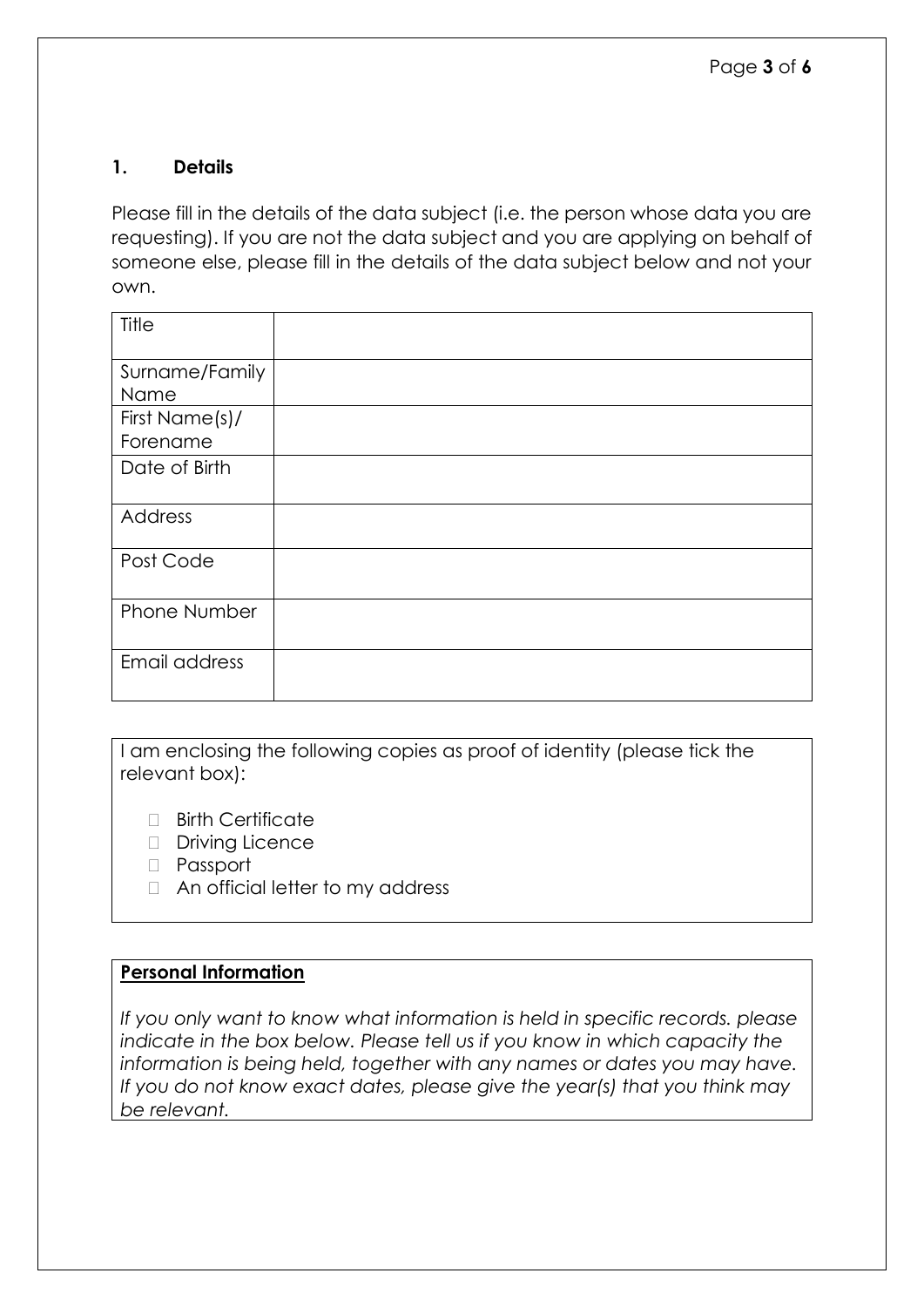## 1. Details

Please fill in the details of the data subject (i.e. the person whose data you are requesting). If you are not the data subject and you are applying on behalf of someone else, please fill in the details of the data subject below and not your own.

| Title | |
|---|---|
| Surname/Family Name | |
| First Name(s)/ Forename | |
| Date of Birth | |
| Address | |
| Post Code | |
| Phone Number | |
| Email address | |

I am enclosing the following copies as proof of identity (please tick the relevant box):

- ☐ Birth Certificate
- ☐ Driving Licence
- ☐ Passport
- ☐ An official letter to my address

**Personal Information**

*If you only want to know what information is held in specific records. please indicate in the box below. Please tell us if you know in which capacity the information is being held, together with any names or dates you may have. If you do not know exact dates, please give the year(s) that you think may be relevant.*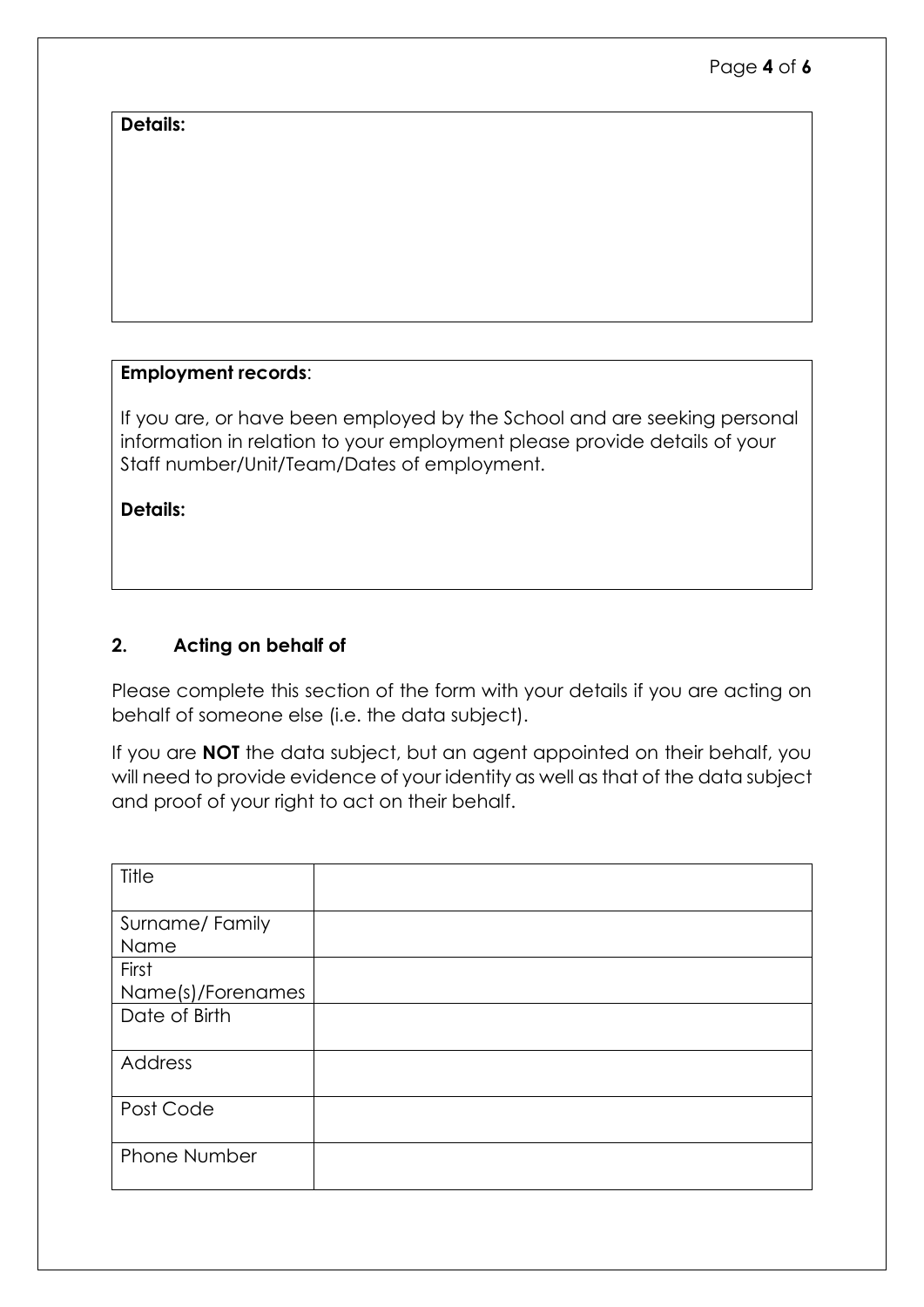**Details:**

**Employment records**:

If you are, or have been employed by the School and are seeking personal information in relation to your employment please provide details of your Staff number/Unit/Team/Dates of employment.

**Details:**

## 2. Acting on behalf of

Please complete this section of the form with your details if you are acting on behalf of someone else (i.e. the data subject).

If you are **NOT** the data subject, but an agent appointed on their behalf, you will need to provide evidence of your identity as well as that of the data subject and proof of your right to act on their behalf.

| Title | |
|---|---|
| Surname/ Family Name | |
| First Name(s)/Forenames | |
| Date of Birth | |
| Address | |
| Post Code | |
| Phone Number | |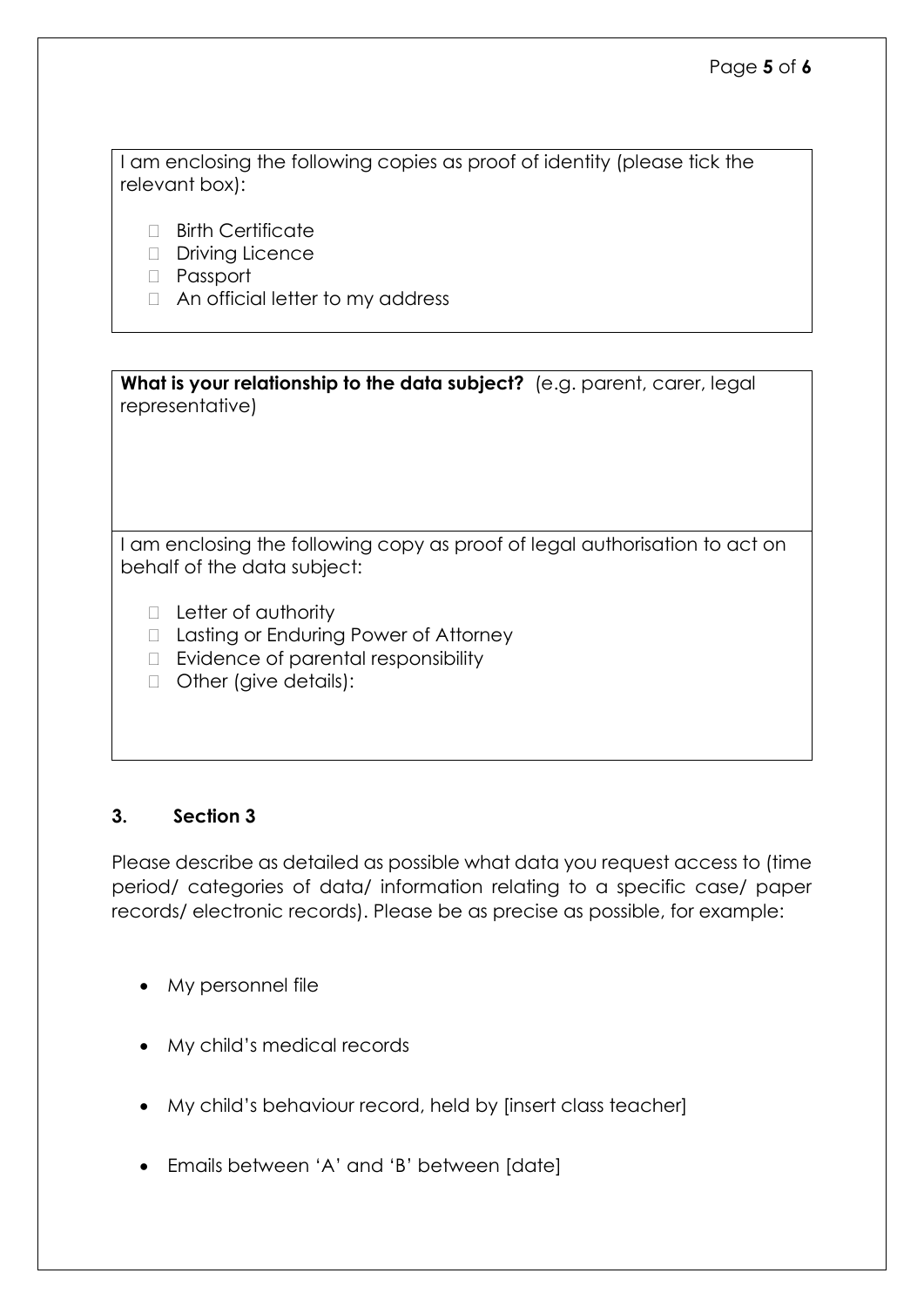I am enclosing the following copies as proof of identity (please tick the relevant box):

- ☐ Birth Certificate
- ☐ Driving Licence
- ☐ Passport
- ☐ An official letter to my address

**What is your relationship to the data subject?** (e.g. parent, carer, legal representative)

I am enclosing the following copy as proof of legal authorisation to act on behalf of the data subject:

- ☐ Letter of authority
- ☐ Lasting or Enduring Power of Attorney
- ☐ Evidence of parental responsibility
- ☐ Other (give details):

## 3. Section 3

Please describe as detailed as possible what data you request access to (time period/ categories of data/ information relating to a specific case/ paper records/ electronic records). Please be as precise as possible, for example:

- My personnel file
- My child's medical records
- My child's behaviour record, held by [insert class teacher]
- Emails between 'A' and 'B' between [date]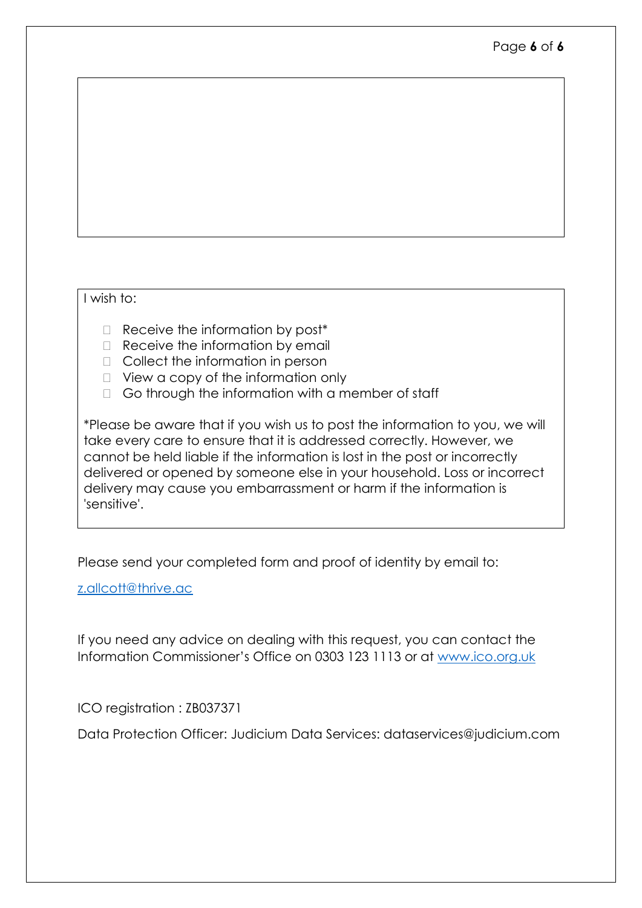I wish to:

- ☐ Receive the information by post*
- ☐ Receive the information by email
- ☐ Collect the information in person
- ☐ View a copy of the information only
- ☐ Go through the information with a member of staff

*Please be aware that if you wish us to post the information to you, we will take every care to ensure that it is addressed correctly. However, we cannot be held liable if the information is lost in the post or incorrectly delivered or opened by someone else in your household. Loss or incorrect delivery may cause you embarrassment or harm if the information is 'sensitive'.

Please send your completed form and proof of identity by email to:

[z.allcott@thrive.ac](mailto:z.allcott@thrive.ac)

If you need any advice on dealing with this request, you can contact the Information Commissioner's Office on 0303 123 1113 or at [www.ico.org.uk](http://www.ico.org.uk)

ICO registration : ZB037371

Data Protection Officer: Judicium Data Services: dataservices@judicium.com